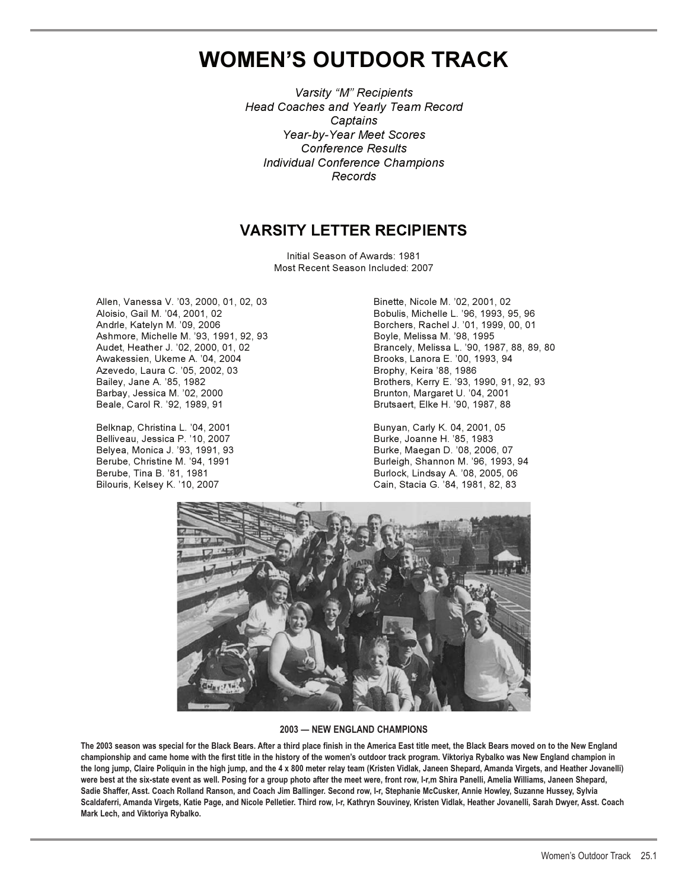# WOMEN'S OUTDOOR TRACK

*Varsity "M" Recipients*
*Head Coaches and Yearly Team Record*
*Captains*
*Year-by-Year Meet Scores*
*Conference Results*
*Individual Conference Champions*
*Records*

## VARSITY LETTER RECIPIENTS

Initial Season of Awards: 1981
Most Recent Season Included: 2007

Allen, Vanessa V. '03, 2000, 01, 02, 03
Aloisio, Gail M. '04, 2001, 02
Andrle, Katelyn M. '09, 2006
Ashmore, Michelle M. '93, 1991, 92, 93
Audet, Heather J. '02, 2000, 01, 02
Awakessien, Ukeme A. '04, 2004
Azevedo, Laura C. '05, 2002, 03
Bailey, Jane A. '85, 1982
Barbay, Jessica M. '02, 2000
Beale, Carol R. '92, 1989, 91

Belknap, Christina L. '04, 2001
Belliveau, Jessica P. '10, 2007
Belyea, Monica J. '93, 1991, 93
Berube, Christine M. '94, 1991
Berube, Tina B. '81, 1981
Bilouris, Kelsey K. '10, 2007

Binette, Nicole M. '02, 2001, 02
Bobulis, Michelle L. '96, 1993, 95, 96
Borchers, Rachel J. '01, 1999, 00, 01
Boyle, Melissa M. '98, 1995
Brancely, Melissa L. '90, 1987, 88, 89, 80
Brooks, Lanora E. '00, 1993, 94
Brophy, Keira '88, 1986
Brothers, Kerry E. '93, 1990, 91, 92, 93
Brunton, Margaret U. '04, 2001
Brutsaert, Elke H. '90, 1987, 88

Bunyan, Carly K. 04, 2001, 05
Burke, Joanne H. '85, 1983
Burke, Maegan D. '08, 2006, 07
Burleigh, Shannon M. '96, 1993, 94
Burlock, Lindsay A. '08, 2005, 06
Cain, Stacia G. '84, 1981, 82, 83

**2003 — NEW ENGLAND CHAMPIONS**

**The 2003 season was special for the Black Bears. After a third place finish in the America East title meet, the Black Bears moved on to the New England championship and came home with the first title in the history of the women's outdoor track program. Viktoriya Rybalko was New England champion in the long jump, Claire Poliquin in the high jump, and the 4 x 800 meter relay team (Kristen Vidlak, Janeen Shepard, Amanda Virgets, and Heather Jovanelli) were best at the six-state event as well. Posing for a group photo after the meet were, front row, l-r,m Shira Panelli, Amelia Williams, Janeen Shepard, Sadie Shaffer, Asst. Coach Rolland Ranson, and Coach Jim Ballinger. Second row, l-r, Stephanie McCusker, Annie Howley, Suzanne Hussey, Sylvia Scaldaferri, Amanda Virgets, Katie Page, and Nicole Pelletier. Third row, l-r, Kathryn Souviney, Kristen Vidlak, Heather Jovanelli, Sarah Dwyer, Asst. Coach Mark Lech, and Viktoriya Rybalko.**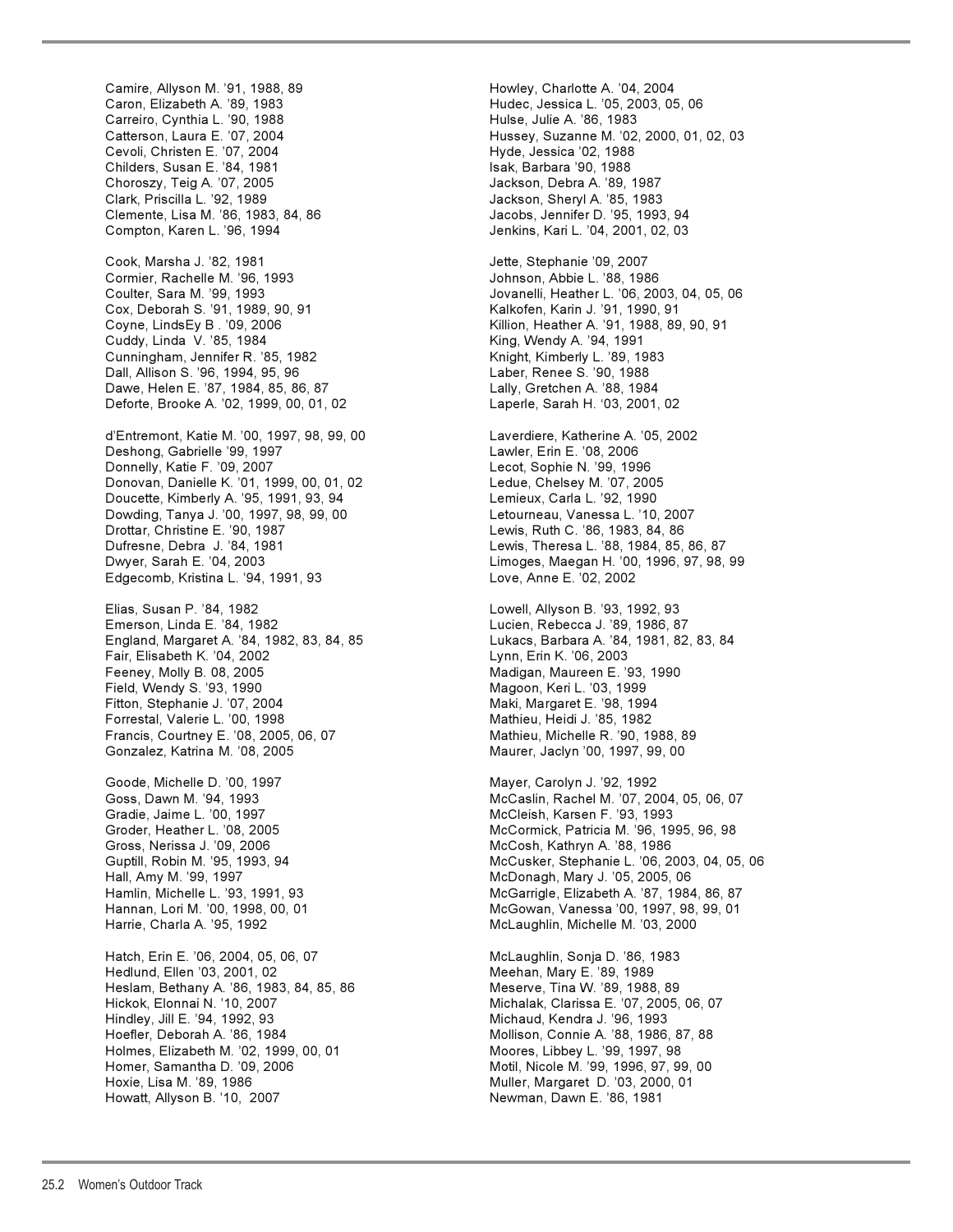Camire, Allyson M. '91, 1988, 89
Caron, Elizabeth A. '89, 1983
Carreiro, Cynthia L. '90, 1988
Catterson, Laura E. '07, 2004
Cevoli, Christen E. '07, 2004
Childers, Susan E. '84, 1981
Choroszy, Teig A. '07, 2005
Clark, Priscilla L. '92, 1989
Clemente, Lisa M. '86, 1983, 84, 86
Compton, Karen L. '96, 1994

Cook, Marsha J. '82, 1981
Cormier, Rachelle M. '96, 1993
Coulter, Sara M. '99, 1993
Cox, Deborah S. '91, 1989, 90, 91
Coyne, LindsEy B . '09, 2006
Cuddy, Linda V. '85, 1984
Cunningham, Jennifer R. '85, 1982
Dall, Allison S. '96, 1994, 95, 96
Dawe, Helen E. '87, 1984, 85, 86, 87
Deforte, Brooke A. '02, 1999, 00, 01, 02

d'Entremont, Katie M. '00, 1997, 98, 99, 00
Deshong, Gabrielle '99, 1997
Donnelly, Katie F. '09, 2007
Donovan, Danielle K. '01, 1999, 00, 01, 02
Doucette, Kimberly A. '95, 1991, 93, 94
Dowding, Tanya J. '00, 1997, 98, 99, 00
Drottar, Christine E. '90, 1987
Dufresne, Debra J. '84, 1981
Dwyer, Sarah E. '04, 2003
Edgecomb, Kristina L. '94, 1991, 93

Elias, Susan P. '84, 1982
Emerson, Linda E. '84, 1982
England, Margaret A. '84, 1982, 83, 84, 85
Fair, Elisabeth K. '04, 2002
Feeney, Molly B. 08, 2005
Field, Wendy S. '93, 1990
Fitton, Stephanie J. '07, 2004
Forrestal, Valerie L. '00, 1998
Francis, Courtney E. '08, 2005, 06, 07
Gonzalez, Katrina M. '08, 2005

Goode, Michelle D. '00, 1997
Goss, Dawn M. '94, 1993
Gradie, Jaime L. '00, 1997
Groder, Heather L. '08, 2005
Gross, Nerissa J. '09, 2006
Guptill, Robin M. '95, 1993, 94
Hall, Amy M. '99, 1997
Hamlin, Michelle L. '93, 1991, 93
Hannan, Lori M. '00, 1998, 00, 01
Harrie, Charla A. '95, 1992

Hatch, Erin E. '06, 2004, 05, 06, 07
Hedlund, Ellen '03, 2001, 02
Heslam, Bethany A. '86, 1983, 84, 85, 86
Hickok, Elonnai N. '10, 2007
Hindley, Jill E. '94, 1992, 93
Hoefler, Deborah A. '86, 1984
Holmes, Elizabeth M. '02, 1999, 00, 01
Homer, Samantha D. '09, 2006
Hoxie, Lisa M. '89, 1986
Howatt, Allyson B. '10, 2007

Howley, Charlotte A. '04, 2004
Hudec, Jessica L. '05, 2003, 05, 06
Hulse, Julie A. '86, 1983
Hussey, Suzanne M. '02, 2000, 01, 02, 03
Hyde, Jessica '02, 1988
Isak, Barbara '90, 1988
Jackson, Debra A. '89, 1987
Jackson, Sheryl A. '85, 1983
Jacobs, Jennifer D. '95, 1993, 94
Jenkins, Kari L. '04, 2001, 02, 03

Jette, Stephanie '09, 2007
Johnson, Abbie L. '88, 1986
Jovanelli, Heather L. '06, 2003, 04, 05, 06
Kalkofen, Karin J. '91, 1990, 91
Killion, Heather A. '91, 1988, 89, 90, 91
King, Wendy A. '94, 1991
Knight, Kimberly L. '89, 1983
Laber, Renee S. '90, 1988
Lally, Gretchen A. '88, 1984
Laperle, Sarah H. '03, 2001, 02

Laverdiere, Katherine A. '05, 2002
Lawler, Erin E. '08, 2006
Lecot, Sophie N. '99, 1996
Ledue, Chelsey M. '07, 2005
Lemieux, Carla L. '92, 1990
Letourneau, Vanessa L. '10, 2007
Lewis, Ruth C. '86, 1983, 84, 86
Lewis, Theresa L. '88, 1984, 85, 86, 87
Limoges, Maegan H. '00, 1996, 97, 98, 99
Love, Anne E. '02, 2002

Lowell, Allyson B. '93, 1992, 93
Lucien, Rebecca J. '89, 1986, 87
Lukacs, Barbara A. '84, 1981, 82, 83, 84
Lynn, Erin K. '06, 2003
Madigan, Maureen E. '93, 1990
Magoon, Keri L. '03, 1999
Maki, Margaret E. '98, 1994
Mathieu, Heidi J. '85, 1982
Mathieu, Michelle R. '90, 1988, 89
Maurer, Jaclyn '00, 1997, 99, 00

Mayer, Carolyn J. '92, 1992
McCaslin, Rachel M. '07, 2004, 05, 06, 07
McCleish, Karsen F. '93, 1993
McCormick, Patricia M. '96, 1995, 96, 98
McCosh, Kathryn A. '88, 1986
McCusker, Stephanie L. '06, 2003, 04, 05, 06
McDonagh, Mary J. '05, 2005, 06
McGarrigle, Elizabeth A. '87, 1984, 86, 87
McGowan, Vanessa '00, 1997, 98, 99, 01
McLaughlin, Michelle M. '03, 2000

McLaughlin, Sonja D. '86, 1983
Meehan, Mary E. '89, 1989
Meserve, Tina W. '89, 1988, 89
Michalak, Clarissa E. '07, 2005, 06, 07
Michaud, Kendra J. '96, 1993
Mollison, Connie A. '88, 1986, 87, 88
Moores, Libbey L. '99, 1997, 98
Motil, Nicole M. '99, 1996, 97, 99, 00
Muller, Margaret D. '03, 2000, 01
Newman, Dawn E. '86, 1981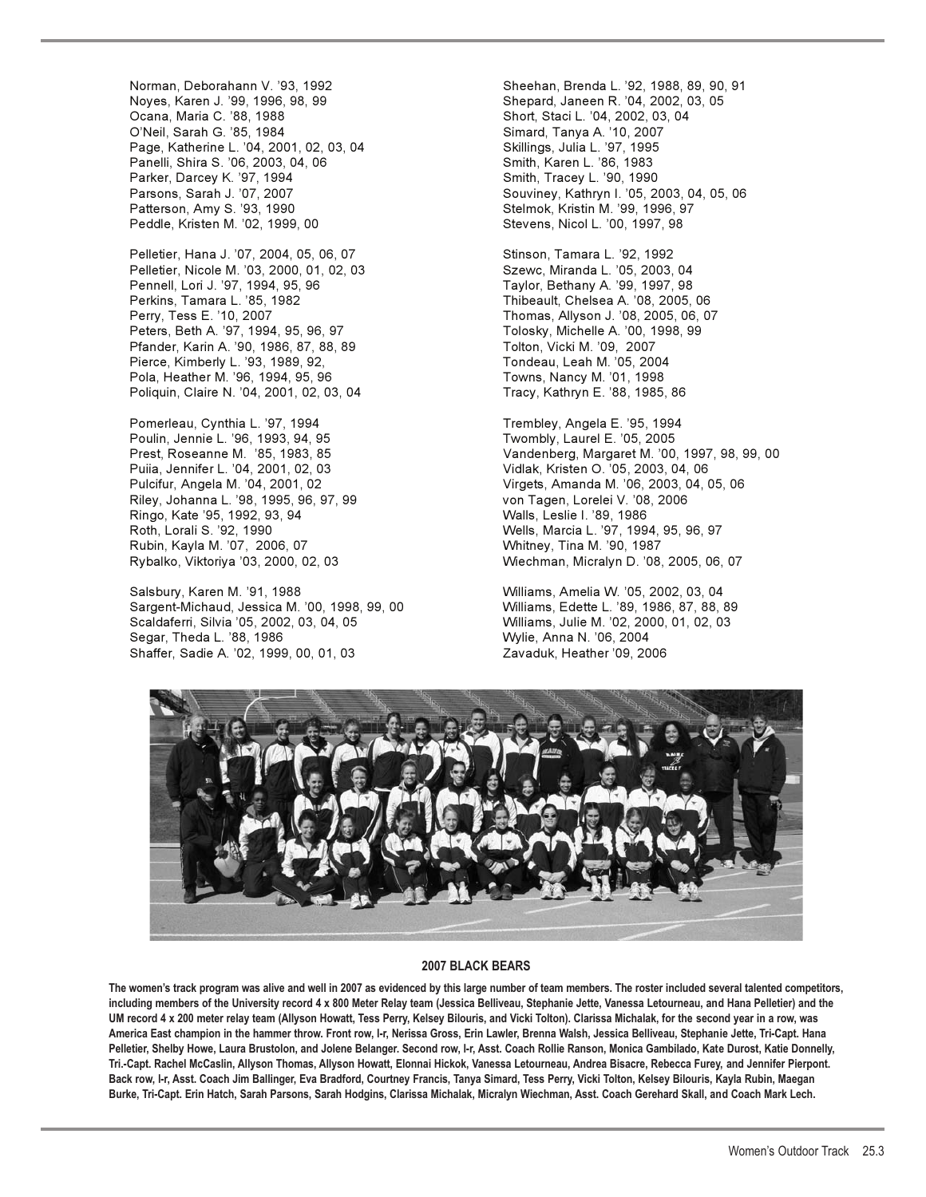Norman, Deborahann V. '93, 1992
Noyes, Karen J. '99, 1996, 98, 99
Ocana, Maria C. '88, 1988
O'Neil, Sarah G. '85, 1984
Page, Katherine L. '04, 2001, 02, 03, 04
Panelli, Shira S. '06, 2003, 04, 06
Parker, Darcey K. '97, 1994
Parsons, Sarah J. '07, 2007
Patterson, Amy S. '93, 1990
Peddle, Kristen M. '02, 1999, 00

Pelletier, Hana J. '07, 2004, 05, 06, 07
Pelletier, Nicole M. '03, 2000, 01, 02, 03
Pennell, Lori J. '97, 1994, 95, 96
Perkins, Tamara L. '85, 1982
Perry, Tess E. '10, 2007
Peters, Beth A. '97, 1994, 95, 96, 97
Pfander, Karin A. '90, 1986, 87, 88, 89
Pierce, Kimberly L. '93, 1989, 92,
Pola, Heather M. '96, 1994, 95, 96
Poliquin, Claire N. '04, 2001, 02, 03, 04

Pomerleau, Cynthia L. '97, 1994
Poulin, Jennie L. '96, 1993, 94, 95
Prest, Roseanne M. '85, 1983, 85
Puiia, Jennifer L. '04, 2001, 02, 03
Pulcifur, Angela M. '04, 2001, 02
Riley, Johanna L. '98, 1995, 96, 97, 99
Ringo, Kate '95, 1992, 93, 94
Roth, Lorali S. '92, 1990
Rubin, Kayla M. '07, 2006, 07
Rybalko, Viktoriya '03, 2000, 02, 03

Salsbury, Karen M. '91, 1988
Sargent-Michaud, Jessica M. '00, 1998, 99, 00
Scaldaferri, Silvia '05, 2002, 03, 04, 05
Segar, Theda L. '88, 1986
Shaffer, Sadie A. '02, 1999, 00, 01, 03

Sheehan, Brenda L. '92, 1988, 89, 90, 91
Shepard, Janeen R. '04, 2002, 03, 05
Short, Staci L. '04, 2002, 03, 04
Simard, Tanya A. '10, 2007
Skillings, Julia L. '97, 1995
Smith, Karen L. '86, 1983
Smith, Tracey L. '90, 1990
Souviney, Kathryn I. '05, 2003, 04, 05, 06
Stelmok, Kristin M. '99, 1996, 97
Stevens, Nicol L. '00, 1997, 98

Stinson, Tamara L. '92, 1992
Szewc, Miranda L. '05, 2003, 04
Taylor, Bethany A. '99, 1997, 98
Thibeault, Chelsea A. '08, 2005, 06
Thomas, Allyson J. '08, 2005, 06, 07
Tolosky, Michelle A. '00, 1998, 99
Tolton, Vicki M. '09, 2007
Tondeau, Leah M. '05, 2004
Towns, Nancy M. '01, 1998
Tracy, Kathryn E. '88, 1985, 86

Trembley, Angela E. '95, 1994
Twombly, Laurel E. '05, 2005
Vandenberg, Margaret M. '00, 1997, 98, 99, 00
Vidlak, Kristen O. '05, 2003, 04, 06
Virgets, Amanda M. '06, 2003, 04, 05, 06
von Tagen, Lorelei V. '08, 2006
Walls, Leslie I. '89, 1986
Wells, Marcia L. '97, 1994, 95, 96, 97
Whitney, Tina M. '90, 1987
Wiechman, Micralyn D. '08, 2005, 06, 07

Williams, Amelia W. '05, 2002, 03, 04
Williams, Edette L. '89, 1986, 87, 88, 89
Williams, Julie M. '02, 2000, 01, 02, 03
Wylie, Anna N. '06, 2004
Zavaduk, Heather '09, 2006

**2007 BLACK BEARS**

**The women's track program was alive and well in 2007 as evidenced by this large number of team members. The roster included several talented competitors, including members of the University record 4 x 800 Meter Relay team (Jessica Belliveau, Stephanie Jette, Vanessa Letourneau, and Hana Pelletier) and the UM record 4 x 200 meter relay team (Allyson Howatt, Tess Perry, Kelsey Bilouris, and Vicki Tolton). Clarissa Michalak, for the second year in a row, was America East champion in the hammer throw. Front row, l-r, Nerissa Gross, Erin Lawler, Brenna Walsh, Jessica Belliveau, Stephanie Jette, Tri-Capt. Hana Pelletier, Shelby Howe, Laura Brustolon, and Jolene Belanger. Second row, l-r, Asst. Coach Rollie Ranson, Monica Gambilado, Kate Durost, Katie Donnelly, Tri.-Capt. Rachel McCaslin, Allyson Thomas, Allyson Howatt, Elonnai Hickok, Vanessa Letourneau, Andrea Bisacre, Rebecca Furey, and Jennifer Pierpont. Back row, l-r, Asst. Coach Jim Ballinger, Eva Bradford, Courtney Francis, Tanya Simard, Tess Perry, Vicki Tolton, Kelsey Bilouris, Kayla Rubin, Maegan Burke, Tri-Capt. Erin Hatch, Sarah Parsons, Sarah Hodgins, Clarissa Michalak, Micralyn Wiechman, Asst. Coach Gerehard Skall, and Coach Mark Lech.**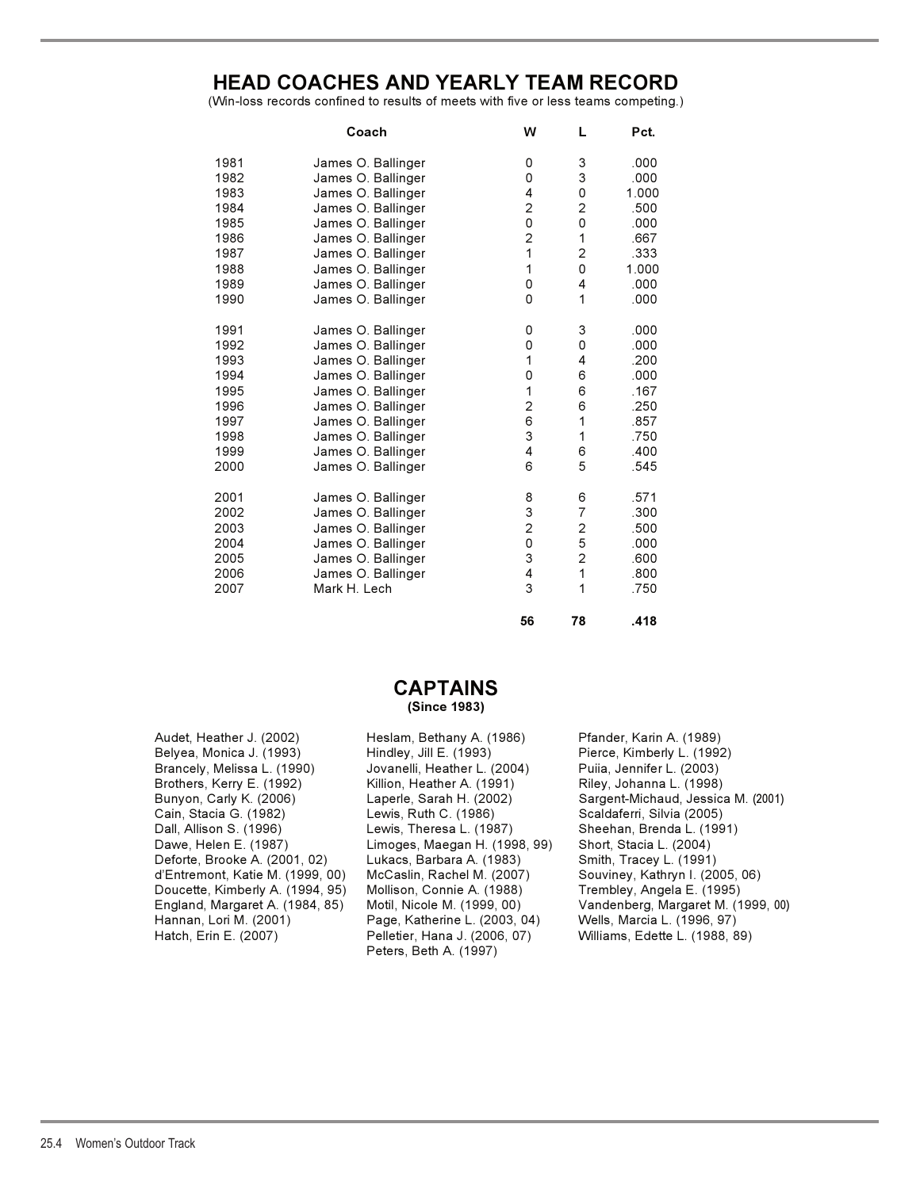# HEAD COACHES AND YEARLY TEAM RECORD

(Win-loss records confined to results of meets with five or less teams competing.)

| | Coach | W | L | Pct. |
|---|---|---|---|---|
| 1981 | James O. Ballinger | 0 | 3 | .000 |
| 1982 | James O. Ballinger | 0 | 3 | .000 |
| 1983 | James O. Ballinger | 4 | 0 | 1.000 |
| 1984 | James O. Ballinger | 2 | 2 | .500 |
| 1985 | James O. Ballinger | 0 | 0 | .000 |
| 1986 | James O. Ballinger | 2 | 1 | .667 |
| 1987 | James O. Ballinger | 1 | 2 | .333 |
| 1988 | James O. Ballinger | 1 | 0 | 1.000 |
| 1989 | James O. Ballinger | 0 | 4 | .000 |
| 1990 | James O. Ballinger | 0 | 1 | .000 |
| 1991 | James O. Ballinger | 0 | 3 | .000 |
| 1992 | James O. Ballinger | 0 | 0 | .000 |
| 1993 | James O. Ballinger | 1 | 4 | .200 |
| 1994 | James O. Ballinger | 0 | 6 | .000 |
| 1995 | James O. Ballinger | 1 | 6 | .167 |
| 1996 | James O. Ballinger | 2 | 6 | .250 |
| 1997 | James O. Ballinger | 6 | 1 | .857 |
| 1998 | James O. Ballinger | 3 | 1 | .750 |
| 1999 | James O. Ballinger | 4 | 6 | .400 |
| 2000 | James O. Ballinger | 6 | 5 | .545 |
| 2001 | James O. Ballinger | 8 | 6 | .571 |
| 2002 | James O. Ballinger | 3 | 7 | .300 |
| 2003 | James O. Ballinger | 2 | 2 | .500 |
| 2004 | James O. Ballinger | 0 | 5 | .000 |
| 2005 | James O. Ballinger | 3 | 2 | .600 |
| 2006 | James O. Ballinger | 4 | 1 | .800 |
| 2007 | Mark H. Lech | 3 | 1 | .750 |
| | | **56** | **78** | **.418** |

# CAPTAINS

**(Since 1983)**

Audet, Heather J. (2002)
Belyea, Monica J. (1993)
Brancely, Melissa L. (1990)
Brothers, Kerry E. (1992)
Bunyon, Carly K. (2006)
Cain, Stacia G. (1982)
Dall, Allison S. (1996)
Dawe, Helen E. (1987)
Deforte, Brooke A. (2001, 02)
d'Entremont, Katie M. (1999, 00)
Doucette, Kimberly A. (1994, 95)
England, Margaret A. (1984, 85)
Hannan, Lori M. (2001)
Hatch, Erin E. (2007)
Heslam, Bethany A. (1986)
Hindley, Jill E. (1993)
Jovanelli, Heather L. (2004)
Killion, Heather A. (1991)
Laperle, Sarah H. (2002)
Lewis, Ruth C. (1986)
Lewis, Theresa L. (1987)
Limoges, Maegan H. (1998, 99)
Lukacs, Barbara A. (1983)
McCaslin, Rachel M. (2007)
Mollison, Connie A. (1988)
Motil, Nicole M. (1999, 00)
Page, Katherine L. (2003, 04)
Pelletier, Hana J. (2006, 07)
Peters, Beth A. (1997)
Pfander, Karin A. (1989)
Pierce, Kimberly L. (1992)
Puiia, Jennifer L. (2003)
Riley, Johanna L. (1998)
Sargent-Michaud, Jessica M. (2001)
Scaldaferri, Silvia (2005)
Sheehan, Brenda L. (1991)
Short, Stacia L. (2004)
Smith, Tracey L. (1991)
Souviney, Kathryn I. (2005, 06)
Trembley, Angela E. (1995)
Vandenberg, Margaret M. (1999, 00)
Wells, Marcia L. (1996, 97)
Williams, Edette L. (1988, 89)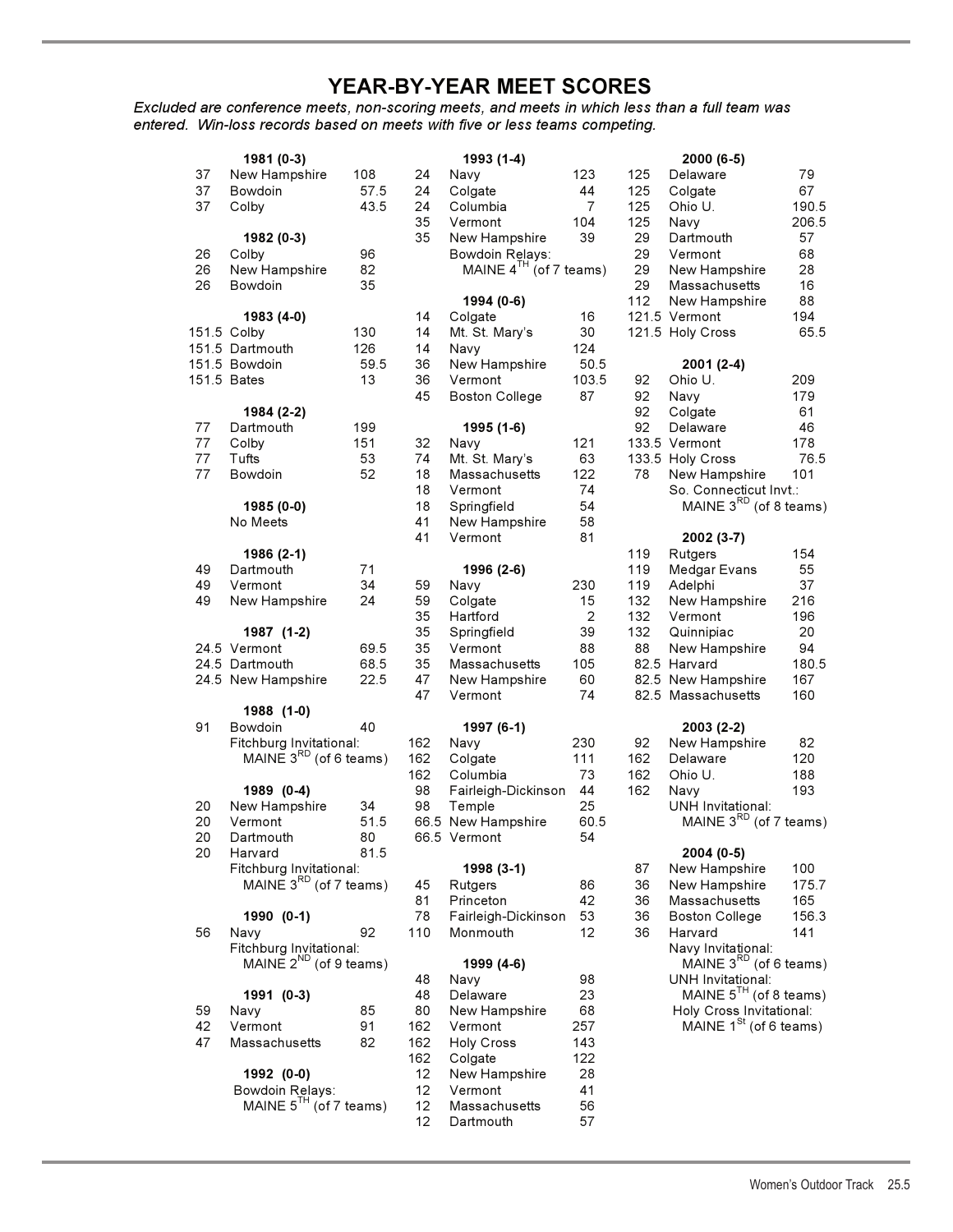# YEAR-BY-YEAR MEET SCORES

*Excluded are conference meets, non-scoring meets, and meets in which less than a full team was entered. Win-loss records based on meets with five or less teams competing.*

**1981 (0-3)**

| Maine | Opponent | Score |
|---|---|---|
| 37 | New Hampshire | 108 |
| 37 | Bowdoin | 57.5 |
| 37 | Colby | 43.5 |

**1982 (0-3)**

| Maine | Opponent | Score |
|---|---|---|
| 26 | Colby | 96 |
| 26 | New Hampshire | 82 |
| 26 | Bowdoin | 35 |

**1983 (4-0)**

| Maine | Opponent | Score |
|---|---|---|
| 151.5 | Colby | 130 |
| 151.5 | Dartmouth | 126 |
| 151.5 | Bowdoin | 59.5 |
| 151.5 | Bates | 13 |

**1984 (2-2)**

| Maine | Opponent | Score |
|---|---|---|
| 77 | Dartmouth | 199 |
| 77 | Colby | 151 |
| 77 | Tufts | 53 |
| 77 | Bowdoin | 52 |

**1985 (0-0)**

No Meets

**1986 (2-1)**

| Maine | Opponent | Score |
|---|---|---|
| 49 | Dartmouth | 71 |
| 49 | Vermont | 34 |
| 49 | New Hampshire | 24 |

**1987 (1-2)**

| Maine | Opponent | Score |
|---|---|---|
| 24.5 | Vermont | 69.5 |
| 24.5 | Dartmouth | 68.5 |
| 24.5 | New Hampshire | 22.5 |

**1988 (1-0)**

| Maine | Opponent | Score |
|---|---|---|
| 91 | Bowdoin | 40 |

Fitchburg Invitational: MAINE 3RD (of 6 teams)

**1989 (0-4)**

| Maine | Opponent | Score |
|---|---|---|
| 20 | New Hampshire | 34 |
| 20 | Vermont | 51.5 |
| 20 | Dartmouth | 80 |
| 20 | Harvard | 81.5 |

Fitchburg Invitational: MAINE 3RD (of 7 teams)

**1990 (0-1)**

| Maine | Opponent | Score |
|---|---|---|
| 56 | Navy | 92 |

Fitchburg Invitational: MAINE 2ND (of 9 teams)

**1991 (0-3)**

| Maine | Opponent | Score |
|---|---|---|
| 59 | Navy | 85 |
| 42 | Vermont | 91 |
| 47 | Massachusetts | 82 |

**1992 (0-0)**

Bowdoin Relays: MAINE 5TH (of 7 teams)

**1993 (1-4)**

| Maine | Opponent | Score |
|---|---|---|
| 24 | Navy | 123 |
| 24 | Colgate | 44 |
| 24 | Columbia | 7 |
| 35 | Vermont | 104 |
| 35 | New Hampshire | 39 |

Bowdoin Relays: MAINE 4TH (of 7 teams)

**1994 (0-6)**

| Maine | Opponent | Score |
|---|---|---|
| 14 | Colgate | 16 |
| 14 | Mt. St. Mary's | 30 |
| 14 | Navy | 124 |
| 36 | New Hampshire | 50.5 |
| 36 | Vermont | 103.5 |
| 45 | Boston College | 87 |

**1995 (1-6)**

| Maine | Opponent | Score |
|---|---|---|
| 32 | Navy | 121 |
| 74 | Mt. St. Mary's | 63 |
| 18 | Massachusetts | 122 |
| 18 | Vermont | 74 |
| 18 | Springfield | 54 |
| 41 | New Hampshire | 58 |
| 41 | Vermont | 81 |

**1996 (2-6)**

| Maine | Opponent | Score |
|---|---|---|
| 59 | Navy | 230 |
| 59 | Colgate | 15 |
| 35 | Hartford | 2 |
| 35 | Springfield | 39 |
| 35 | Vermont | 88 |
| 35 | Massachusetts | 105 |
| 47 | New Hampshire | 60 |
| 47 | Vermont | 74 |

**1997 (6-1)**

| Maine | Opponent | Score |
|---|---|---|
| 162 | Navy | 230 |
| 162 | Colgate | 111 |
| 162 | Columbia | 73 |
| 98 | Fairleigh-Dickinson | 44 |
| 98 | Temple | 25 |
| 66.5 | New Hampshire | 60.5 |
| 66.5 | Vermont | 54 |

**1998 (3-1)**

| Maine | Opponent | Score |
|---|---|---|
| 45 | Rutgers | 86 |
| 81 | Princeton | 42 |
| 78 | Fairleigh-Dickinson | 53 |
| 110 | Monmouth | 12 |

**1999 (4-6)**

| Maine | Opponent | Score |
|---|---|---|
| 48 | Navy | 98 |
| 48 | Delaware | 23 |
| 80 | New Hampshire | 68 |
| 162 | Vermont | 257 |
| 162 | Holy Cross | 143 |
| 162 | Colgate | 122 |
| 12 | New Hampshire | 28 |
| 12 | Vermont | 41 |
| 12 | Massachusetts | 56 |
| 12 | Dartmouth | 57 |

**2000 (6-5)**

| Maine | Opponent | Score |
|---|---|---|
| 125 | Delaware | 79 |
| 125 | Colgate | 67 |
| 125 | Ohio U. | 190.5 |
| 125 | Navy | 206.5 |
| 29 | Dartmouth | 57 |
| 29 | Vermont | 68 |
| 29 | New Hampshire | 28 |
| 29 | Massachusetts | 16 |
| 112 | New Hampshire | 88 |
| 121.5 | Vermont | 194 |
| 121.5 | Holy Cross | 65.5 |

**2001 (2-4)**

| Maine | Opponent | Score |
|---|---|---|
| 92 | Ohio U. | 209 |
| 92 | Navy | 179 |
| 92 | Colgate | 61 |
| 92 | Delaware | 46 |
| 133.5 | Vermont | 178 |
| 133.5 | Holy Cross | 76.5 |
| 78 | New Hampshire | 101 |

So. Connecticut Invt.: MAINE 3RD (of 8 teams)

**2002 (3-7)**

| Maine | Opponent | Score |
|---|---|---|
| 119 | Rutgers | 154 |
| 119 | Medgar Evans | 55 |
| 119 | Adelphi | 37 |
| 132 | New Hampshire | 216 |
| 132 | Vermont | 196 |
| 132 | Quinnipiac | 20 |
| 88 | New Hampshire | 94 |
| 82.5 | Harvard | 180.5 |
| 82.5 | New Hampshire | 167 |
| 82.5 | Massachusetts | 160 |

**2003 (2-2)**

| Maine | Opponent | Score |
|---|---|---|
| 92 | New Hampshire | 82 |
| 162 | Delaware | 120 |
| 162 | Ohio U. | 188 |
| 162 | Navy | 193 |

UNH Invitational: MAINE 3RD (of 7 teams)

**2004 (0-5)**

| Maine | Opponent | Score |
|---|---|---|
| 87 | New Hampshire | 100 |
| 36 | New Hampshire | 175.7 |
| 36 | Massachusetts | 165 |
| 36 | Boston College | 156.3 |
| 36 | Harvard | 141 |

Navy Invitational: MAINE 3RD (of 6 teams)

UNH Invitational: MAINE 5TH (of 8 teams)

Holy Cross Invitational: MAINE 1St (of 6 teams)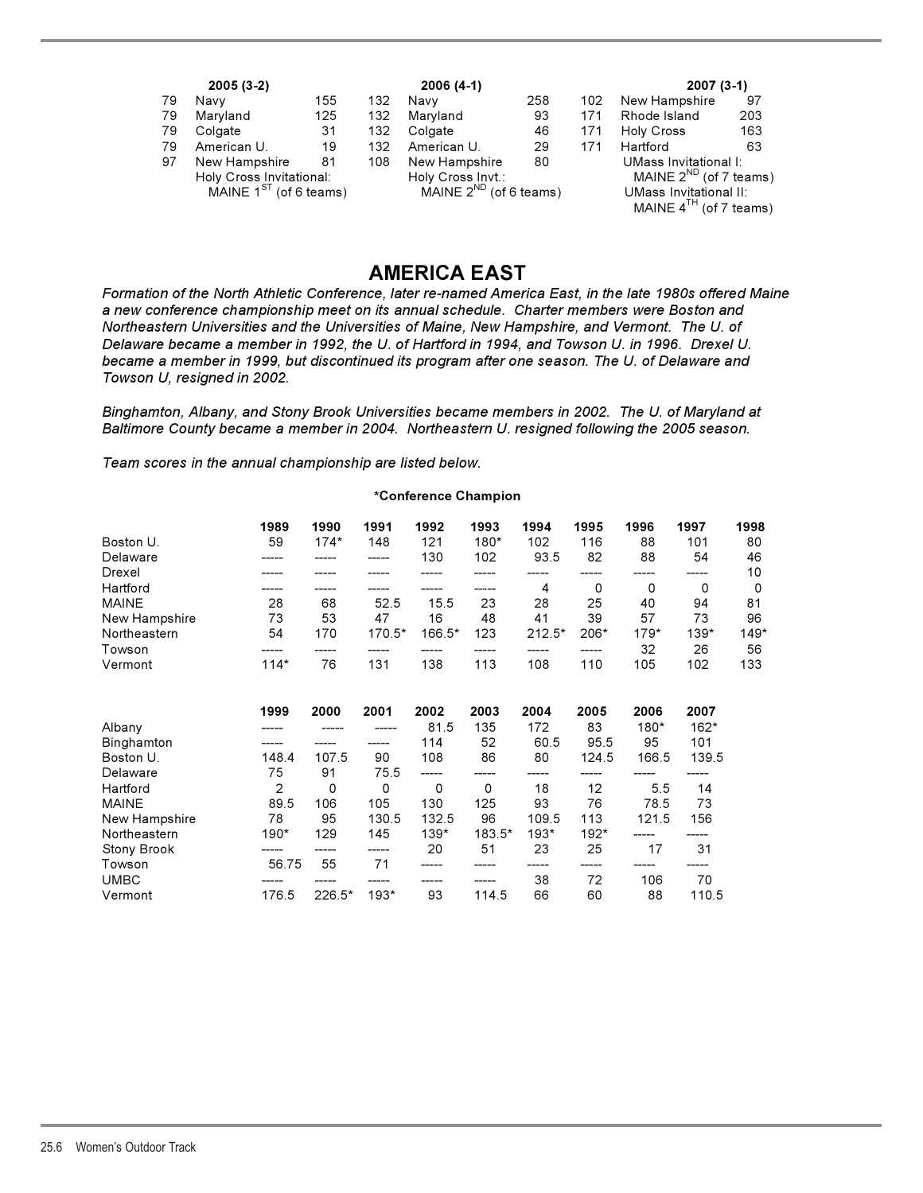| 2005 (3-2) | | | 2006 (4-1) | | | 2007 (3-1) | |
|---|---|---|---|---|---|---|---|
| 79 | Navy | 155 | 132 | Navy | 258 | 102 | New Hampshire 97 |
| 79 | Maryland | 125 | 132 | Maryland | 93 | 171 | Rhode Island 203 |
| 79 | Colgate | 31 | 132 | Colgate | 46 | 171 | Holy Cross 163 |
| 79 | American U. | 19 | 132 | American U. | 29 | 171 | Hartford 63 |
| 97 | New Hampshire | 81 | 108 | New Hampshire | 80 | | UMass Invitational I: MAINE 2ND (of 7 teams) |
| | Holy Cross Invitational: MAINE 1ST (of 6 teams) | | | Holy Cross Invt.: MAINE 2ND (of 6 teams) | | | UMass Invitational II: MAINE 4TH (of 7 teams) |

# AMERICA EAST

*Formation of the North Athletic Conference, later re-named America East, in the late 1980s offered Maine a new conference championship meet on its annual schedule. Charter members were Boston and Northeastern Universities and the Universities of Maine, New Hampshire, and Vermont. The U. of Delaware became a member in 1992, the U. of Hartford in 1994, and Towson U. in 1996. Drexel U. became a member in 1999, but discontinued its program after one season. The U. of Delaware and Towson U, resigned in 2002.*

*Binghamton, Albany, and Stony Brook Universities became members in 2002. The U. of Maryland at Baltimore County became a member in 2004. Northeastern U. resigned following the 2005 season.*

*Team scores in the annual championship are listed below.*

**\*Conference Champion**

| | 1989 | 1990 | 1991 | 1992 | 1993 | 1994 | 1995 | 1996 | 1997 | 1998 |
|---|---|---|---|---|---|---|---|---|---|---|
| Boston U. | 59 | 174* | 148 | 121 | 180* | 102 | 116 | 88 | 101 | 80 |
| Delaware | ----- | ----- | ----- | 130 | 102 | 93.5 | 82 | 88 | 54 | 46 |
| Drexel | ----- | ----- | ----- | ----- | ----- | ----- | ----- | ----- | ----- | 10 |
| Hartford | ----- | ----- | ----- | ----- | ----- | 4 | 0 | 0 | 0 | 0 |
| MAINE | 28 | 68 | 52.5 | 15.5 | 23 | 28 | 25 | 40 | 94 | 81 |
| New Hampshire | 73 | 53 | 47 | 16 | 48 | 41 | 39 | 57 | 73 | 96 |
| Northeastern | 54 | 170 | 170.5* | 166.5* | 123 | 212.5* | 206* | 179* | 139* | 149* |
| Towson | ----- | ----- | ----- | ----- | ----- | ----- | ----- | 32 | 26 | 56 |
| Vermont | 114* | 76 | 131 | 138 | 113 | 108 | 110 | 105 | 102 | 133 |

| | 1999 | 2000 | 2001 | 2002 | 2003 | 2004 | 2005 | 2006 | 2007 |
|---|---|---|---|---|---|---|---|---|---|
| Albany | ----- | ----- | ----- | 81.5 | 135 | 172 | 83 | 180* | 162* |
| Binghamton | ----- | ----- | ----- | 114 | 52 | 60.5 | 95.5 | 95 | 101 |
| Boston U. | 148.4 | 107.5 | 90 | 108 | 86 | 80 | 124.5 | 166.5 | 139.5 |
| Delaware | 75 | 91 | 75.5 | ----- | ----- | ----- | ----- | ----- | ----- |
| Hartford | 2 | 0 | 0 | 0 | 0 | 18 | 12 | 5.5 | 14 |
| MAINE | 89.5 | 106 | 105 | 130 | 125 | 93 | 76 | 78.5 | 73 |
| New Hampshire | 78 | 95 | 130.5 | 132.5 | 96 | 109.5 | 113 | 121.5 | 156 |
| Northeastern | 190* | 129 | 145 | 139* | 183.5* | 193* | 192* | ----- | ----- |
| Stony Brook | ----- | ----- | ----- | 20 | 51 | 23 | 25 | 17 | 31 |
| Towson | 56.75 | 55 | 71 | ----- | ----- | ----- | ----- | ----- | ----- |
| UMBC | ----- | ----- | ----- | ----- | ----- | 38 | 72 | 106 | 70 |
| Vermont | 176.5 | 226.5* | 193* | 93 | 114.5 | 66 | 60 | 88 | 110.5 |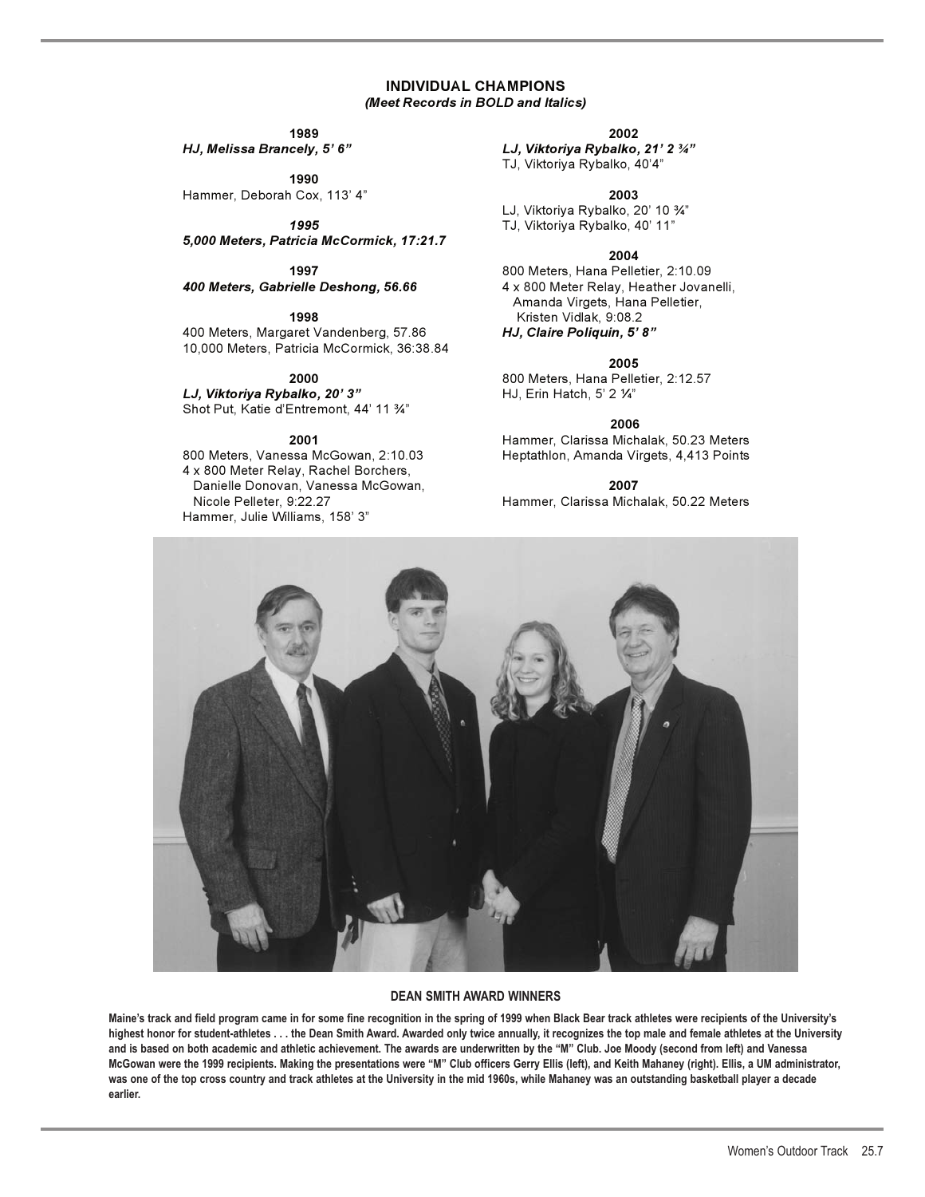## INDIVIDUAL CHAMPIONS

***(Meet Records in BOLD and Italics)***

**1989**

***HJ, Melissa Brancely, 5' 6"***

**1990**

Hammer, Deborah Cox, 113' 4"

***1995***

***5,000 Meters, Patricia McCormick, 17:21.7***

**1997**

***400 Meters, Gabrielle Deshong, 56.66***

**1998**

400 Meters, Margaret Vandenberg, 57.86
10,000 Meters, Patricia McCormick, 36:38.84

**2000**

***LJ, Viktoriya Rybalko, 20' 3"***
Shot Put, Katie d'Entremont, 44' 11 ¾"

**2001**

800 Meters, Vanessa McGowan, 2:10.03
4 x 800 Meter Relay, Rachel Borchers, Danielle Donovan, Vanessa McGowan, Nicole Pelleter, 9:22.27
Hammer, Julie Williams, 158' 3"

**2002**

***LJ, Viktoriya Rybalko, 21' 2 ¾"***
TJ, Viktoriya Rybalko, 40'4"

**2003**

LJ, Viktoriya Rybalko, 20' 10 ¾"
TJ, Viktoriya Rybalko, 40' 11"

**2004**

800 Meters, Hana Pelletier, 2:10.09
4 x 800 Meter Relay, Heather Jovanelli, Amanda Virgets, Hana Pelletier, Kristen Vidlak, 9:08.2
***HJ, Claire Poliquin, 5' 8"***

**2005**

800 Meters, Hana Pelletier, 2:12.57
HJ, Erin Hatch, 5' 2 ¼"

**2006**

Hammer, Clarissa Michalak, 50.23 Meters
Heptathlon, Amanda Virgets, 4,413 Points

**2007**

Hammer, Clarissa Michalak, 50.22 Meters

**DEAN SMITH AWARD WINNERS**

**Maine's track and field program came in for some fine recognition in the spring of 1999 when Black Bear track athletes were recipients of the University's highest honor for student-athletes . . . the Dean Smith Award. Awarded only twice annually, it recognizes the top male and female athletes at the University and is based on both academic and athletic achievement. The awards are underwritten by the "M" Club. Joe Moody (second from left) and Vanessa McGowan were the 1999 recipients. Making the presentations were "M" Club officers Gerry Ellis (left), and Keith Mahaney (right). Ellis, a UM administrator, was one of the top cross country and track athletes at the University in the mid 1960s, while Mahaney was an outstanding basketball player a decade earlier.**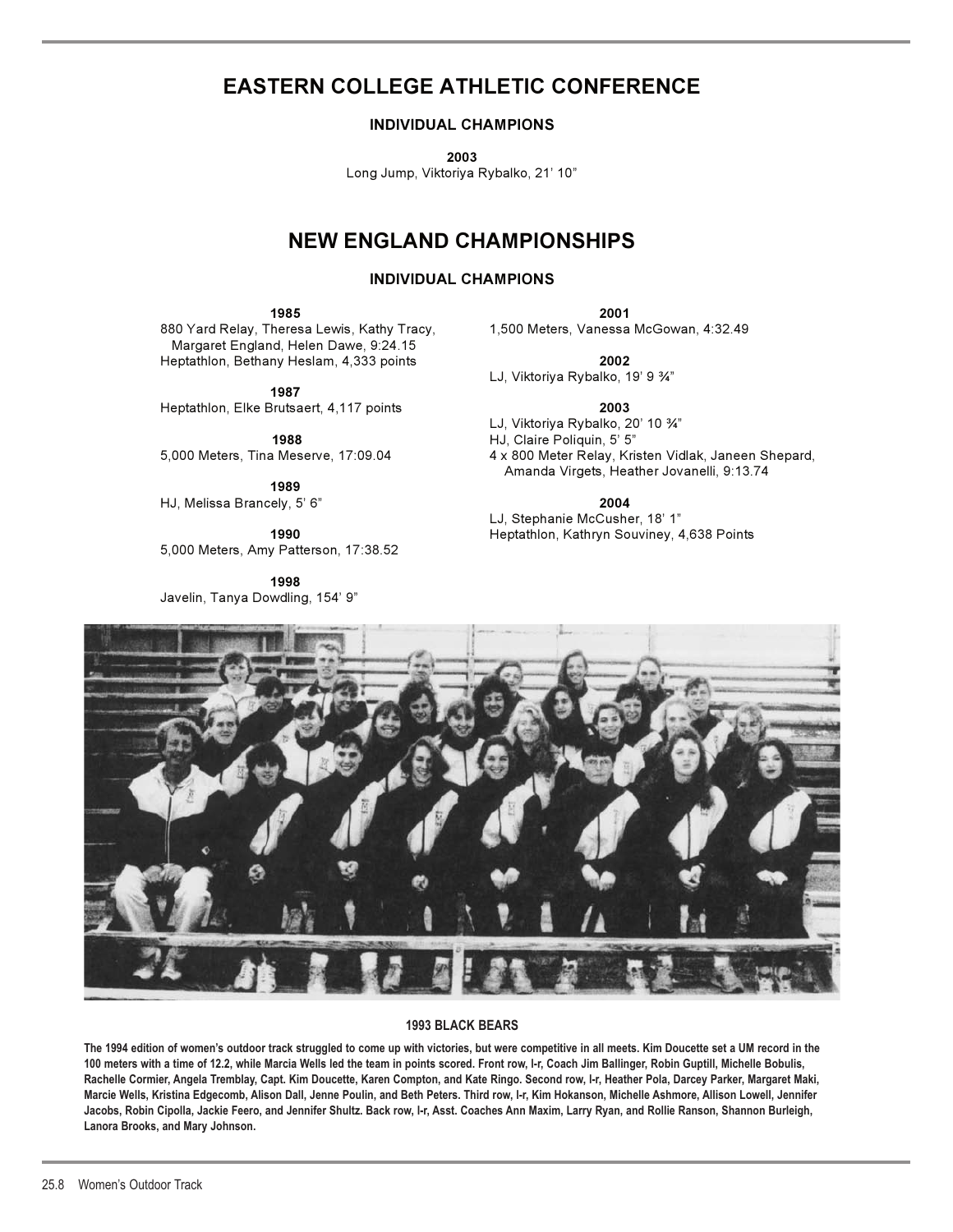# EASTERN COLLEGE ATHLETIC CONFERENCE

## INDIVIDUAL CHAMPIONS

**2003**
Long Jump, Viktoriya Rybalko, 21' 10"

# NEW ENGLAND CHAMPIONSHIPS

## INDIVIDUAL CHAMPIONS

**1985**
880 Yard Relay, Theresa Lewis, Kathy Tracy, Margaret England, Helen Dawe, 9:24.15
Heptathlon, Bethany Heslam, 4,333 points

**1987**
Heptathlon, Elke Brutsaert, 4,117 points

**1988**
5,000 Meters, Tina Meserve, 17:09.04

**1989**
HJ, Melissa Brancely, 5' 6"

**1990**
5,000 Meters, Amy Patterson, 17:38.52

**1998**
Javelin, Tanya Dowdling, 154' 9"

**2001**
1,500 Meters, Vanessa McGowan, 4:32.49

**2002**
LJ, Viktoriya Rybalko, 19' 9 ¾"

**2003**
LJ, Viktoriya Rybalko, 20' 10 ¾"
HJ, Claire Poliquin, 5' 5"
4 x 800 Meter Relay, Kristen Vidlak, Janeen Shepard, Amanda Virgets, Heather Jovanelli, 9:13.74

**2004**
LJ, Stephanie McCusher, 18' 1"
Heptathlon, Kathryn Souviney, 4,638 Points

**1993 BLACK BEARS**

**The 1994 edition of women's outdoor track struggled to come up with victories, but were competitive in all meets. Kim Doucette set a UM record in the 100 meters with a time of 12.2, while Marcia Wells led the team in points scored. Front row, l-r, Coach Jim Ballinger, Robin Guptill, Michelle Bobulis, Rachelle Cormier, Angela Tremblay, Capt. Kim Doucette, Karen Compton, and Kate Ringo. Second row, l-r, Heather Pola, Darcey Parker, Margaret Maki, Marcie Wells, Kristina Edgecomb, Alison Dall, Jenne Poulin, and Beth Peters. Third row, l-r, Kim Hokanson, Michelle Ashmore, Allison Lowell, Jennifer Jacobs, Robin Cipolla, Jackie Feero, and Jennifer Shultz. Back row, l-r, Asst. Coaches Ann Maxim, Larry Ryan, and Rollie Ranson, Shannon Burleigh, Lanora Brooks, and Mary Johnson.**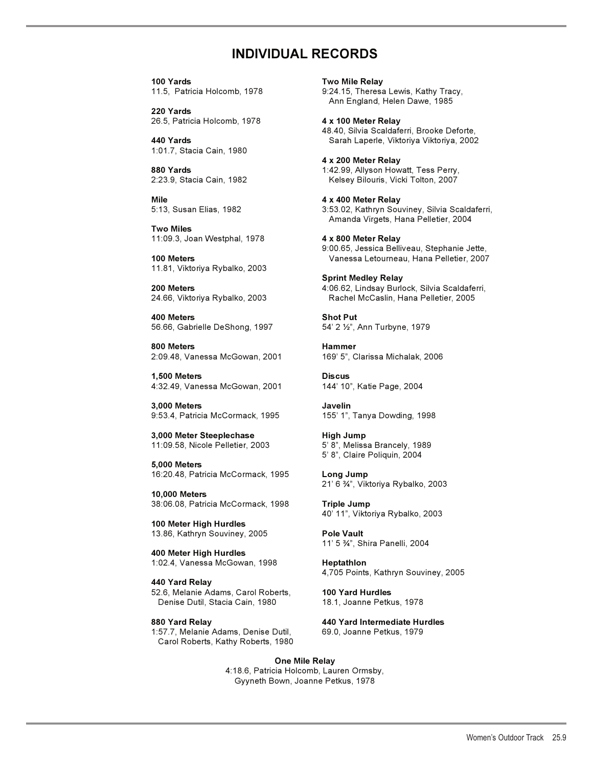# INDIVIDUAL RECORDS

**100 Yards**
11.5, Patricia Holcomb, 1978

**220 Yards**
26.5, Patricia Holcomb, 1978

**440 Yards**
1:01.7, Stacia Cain, 1980

**880 Yards**
2:23.9, Stacia Cain, 1982

**Mile**
5:13, Susan Elias, 1982

**Two Miles**
11:09.3, Joan Westphal, 1978

**100 Meters**
11.81, Viktoriya Rybalko, 2003

**200 Meters**
24.66, Viktoriya Rybalko, 2003

**400 Meters**
56.66, Gabrielle DeShong, 1997

**800 Meters**
2:09.48, Vanessa McGowan, 2001

**1,500 Meters**
4:32.49, Vanessa McGowan, 2001

**3,000 Meters**
9:53.4, Patricia McCormack, 1995

**3,000 Meter Steeplechase**
11:09.58, Nicole Pelletier, 2003

**5,000 Meters**
16:20.48, Patricia McCormack, 1995

**10,000 Meters**
38:06.08, Patricia McCormack, 1998

**100 Meter High Hurdles**
13.86, Kathryn Souviney, 2005

**400 Meter High Hurdles**
1:02.4, Vanessa McGowan, 1998

**440 Yard Relay**
52.6, Melanie Adams, Carol Roberts, Denise Dutil, Stacia Cain, 1980

**880 Yard Relay**
1:57.7, Melanie Adams, Denise Dutil, Carol Roberts, Kathy Roberts, 1980

**Two Mile Relay**
9:24.15, Theresa Lewis, Kathy Tracy, Ann England, Helen Dawe, 1985

**4 x 100 Meter Relay**
48.40, Silvia Scaldaferri, Brooke Deforte, Sarah Laperle, Viktoriya Viktoriya, 2002

**4 x 200 Meter Relay**
1:42.99, Allyson Howatt, Tess Perry, Kelsey Bilouris, Vicki Tolton, 2007

**4 x 400 Meter Relay**
3:53.02, Kathryn Souviney, Silvia Scaldaferri, Amanda Virgets, Hana Pelletier, 2004

**4 x 800 Meter Relay**
9:00.65, Jessica Belliveau, Stephanie Jette, Vanessa Letourneau, Hana Pelletier, 2007

**Sprint Medley Relay**
4:06.62, Lindsay Burlock, Silvia Scaldaferri, Rachel McCaslin, Hana Pelletier, 2005

**Shot Put**
54' 2 ½", Ann Turbyne, 1979

**Hammer**
169' 5", Clarissa Michalak, 2006

**Discus**
144' 10", Katie Page, 2004

**Javelin**
155' 1", Tanya Dowding, 1998

**High Jump**
5' 8", Melissa Brancely, 1989
5' 8", Claire Poliquin, 2004

**Long Jump**
21' 6 ¾", Viktoriya Rybalko, 2003

**Triple Jump**
40' 11", Viktoriya Rybalko, 2003

**Pole Vault**
11' 5 ¾", Shira Panelli, 2004

**Heptathlon**
4,705 Points, Kathryn Souviney, 2005

**100 Yard Hurdles**
18.1, Joanne Petkus, 1978

**440 Yard Intermediate Hurdles**
69.0, Joanne Petkus, 1979

**One Mile Relay**
4:18.6, Patricia Holcomb, Lauren Ormsby, Gyyneth Bown, Joanne Petkus, 1978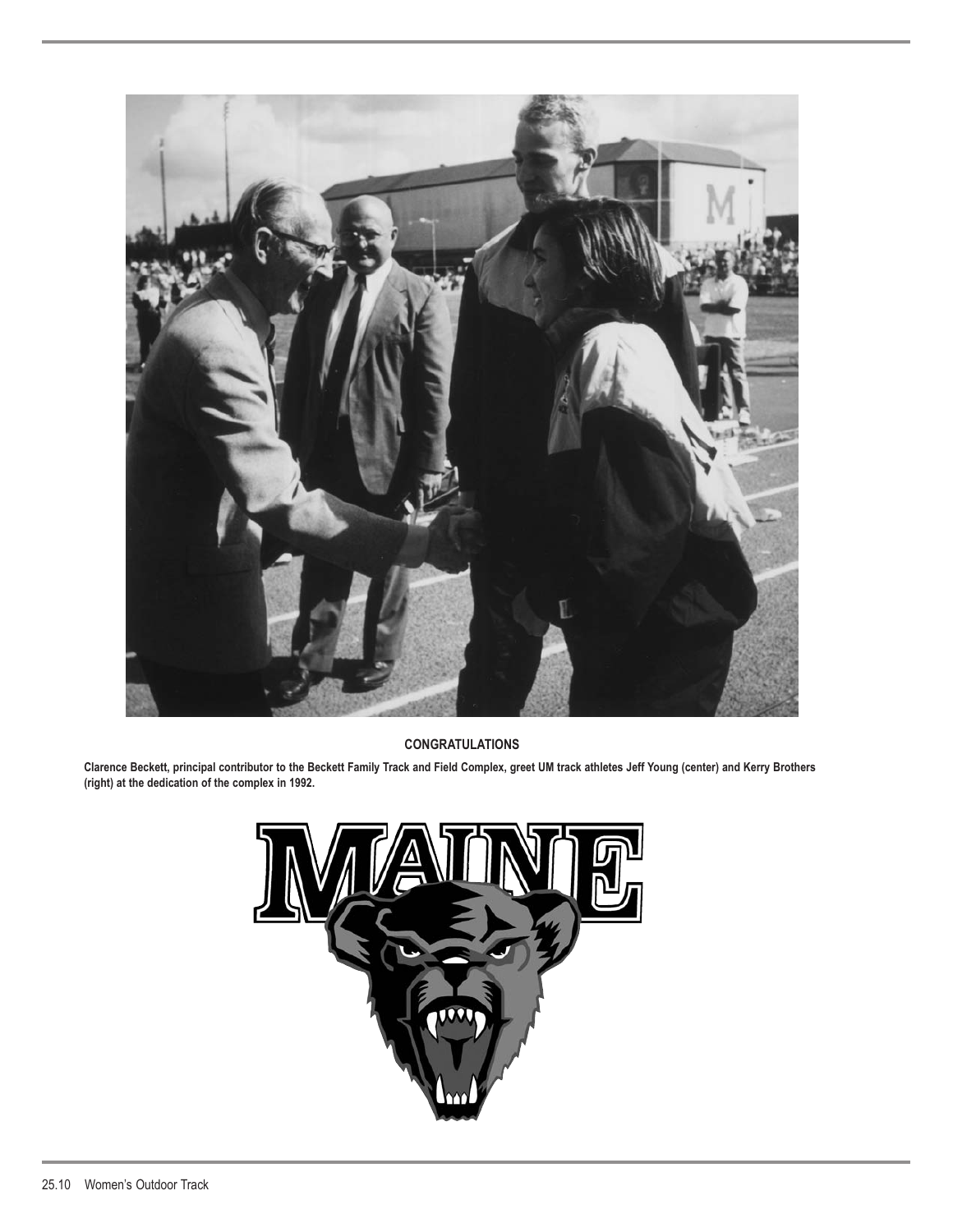**CONGRATULATIONS**

**Clarence Beckett, principal contributor to the Beckett Family Track and Field Complex, greet UM track athletes Jeff Young (center) and Kerry Brothers (right) at the dedication of the complex in 1992.**